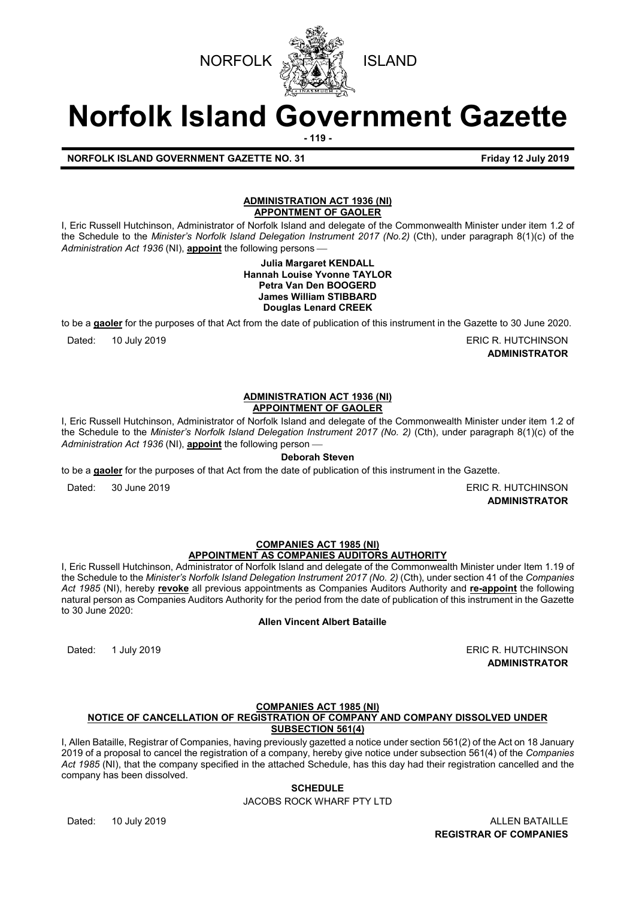NORFOLK ISLAND

# Norfolk Island Government Gazette

**NORFOLK ISLAND GOVERNMENT GAZETTE NO. 31** **Friday 12 July 2019**

**ADMINISTRATION ACT 1936 (NI)**
**APPONTMENT OF GAOLER**

I, Eric Russell Hutchinson, Administrator of Norfolk Island and delegate of the Commonwealth Minister under item 1.2 of the Schedule to the *Minister's Norfolk Island Delegation Instrument 2017 (No.2)* (Cth), under paragraph 8(1)(c) of the *Administration Act 1936* (NI), **appoint** the following persons —

**Julia Margaret KENDALL**
**Hannah Louise Yvonne TAYLOR**
**Petra Van Den BOOGERD**
**James William STIBBARD**
**Douglas Lenard CREEK**

to be a **gaoler** for the purposes of that Act from the date of publication of this instrument in the Gazette to 30 June 2020.

Dated: 10 July 2019

ERIC R. HUTCHINSON
**ADMINISTRATOR**

**ADMINISTRATION ACT 1936 (NI)**
**APPOINTMENT OF GAOLER**

I, Eric Russell Hutchinson, Administrator of Norfolk Island and delegate of the Commonwealth Minister under item 1.2 of the Schedule to the *Minister's Norfolk Island Delegation Instrument 2017 (No. 2)* (Cth), under paragraph 8(1)(c) of the *Administration Act 1936* (NI), **appoint** the following person —

**Deborah Steven**

to be a **gaoler** for the purposes of that Act from the date of publication of this instrument in the Gazette.

Dated: 30 June 2019

ERIC R. HUTCHINSON
**ADMINISTRATOR**

**COMPANIES ACT 1985 (NI)**
**APPOINTMENT AS COMPANIES AUDITORS AUTHORITY**

I, Eric Russell Hutchinson, Administrator of Norfolk Island and delegate of the Commonwealth Minister under Item 1.19 of the Schedule to the *Minister's Norfolk Island Delegation Instrument 2017 (No. 2)* (Cth), under section 41 of the *Companies Act 1985* (NI), hereby **revoke** all previous appointments as Companies Auditors Authority and **re-appoint** the following natural person as Companies Auditors Authority for the period from the date of publication of this instrument in the Gazette to 30 June 2020:

**Allen Vincent Albert Bataille**

Dated: 1 July 2019

ERIC R. HUTCHINSON
**ADMINISTRATOR**

**COMPANIES ACT 1985 (NI)**
**NOTICE OF CANCELLATION OF REGISTRATION OF COMPANY AND COMPANY DISSOLVED UNDER SUBSECTION 561(4)**

I, Allen Bataille, Registrar of Companies, having previously gazetted a notice under section 561(2) of the Act on 18 January 2019 of a proposal to cancel the registration of a company, hereby give notice under subsection 561(4) of the *Companies Act 1985* (NI), that the company specified in the attached Schedule, has this day had their registration cancelled and the company has been dissolved.

**SCHEDULE**

JACOBS ROCK WHARF PTY LTD

Dated: 10 July 2019

ALLEN BATAILLE
**REGISTRAR OF COMPANIES**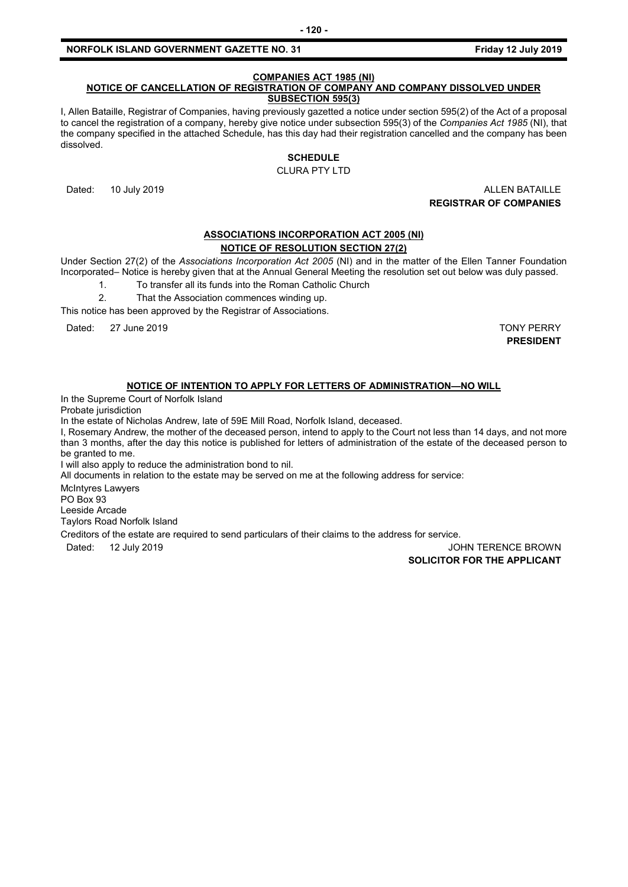**COMPANIES ACT 1985 (NI)**
**NOTICE OF CANCELLATION OF REGISTRATION OF COMPANY AND COMPANY DISSOLVED UNDER SUBSECTION 595(3)**

I, Allen Bataille, Registrar of Companies, having previously gazetted a notice under section 595(2) of the Act of a proposal to cancel the registration of a company, hereby give notice under subsection 595(3) of the *Companies Act 1985* (NI), that the company specified in the attached Schedule, has this day had their registration cancelled and the company has been dissolved.

**SCHEDULE**

CLURA PTY LTD

Dated: 10 July 2019

ALLEN BATAILLE
**REGISTRAR OF COMPANIES**

**ASSOCIATIONS INCORPORATION ACT 2005 (NI)**
**NOTICE OF RESOLUTION SECTION 27(2)**

Under Section 27(2) of the *Associations Incorporation Act 2005* (NI) and in the matter of the Ellen Tanner Foundation Incorporated– Notice is hereby given that at the Annual General Meeting the resolution set out below was duly passed.

1. To transfer all its funds into the Roman Catholic Church
2. That the Association commences winding up.

This notice has been approved by the Registrar of Associations.

Dated: 27 June 2019

TONY PERRY
**PRESIDENT**

**NOTICE OF INTENTION TO APPLY FOR LETTERS OF ADMINISTRATION—NO WILL**

In the Supreme Court of Norfolk Island

Probate jurisdiction

In the estate of Nicholas Andrew, late of 59E Mill Road, Norfolk Island, deceased.

I, Rosemary Andrew, the mother of the deceased person, intend to apply to the Court not less than 14 days, and not more than 3 months, after the day this notice is published for letters of administration of the estate of the deceased person to be granted to me.

I will also apply to reduce the administration bond to nil.

All documents in relation to the estate may be served on me at the following address for service:

McIntyres Lawyers
PO Box 93
Leeside Arcade
Taylors Road Norfolk Island

Creditors of the estate are required to send particulars of their claims to the address for service.

Dated: 12 July 2019

JOHN TERENCE BROWN
**SOLICITOR FOR THE APPLICANT**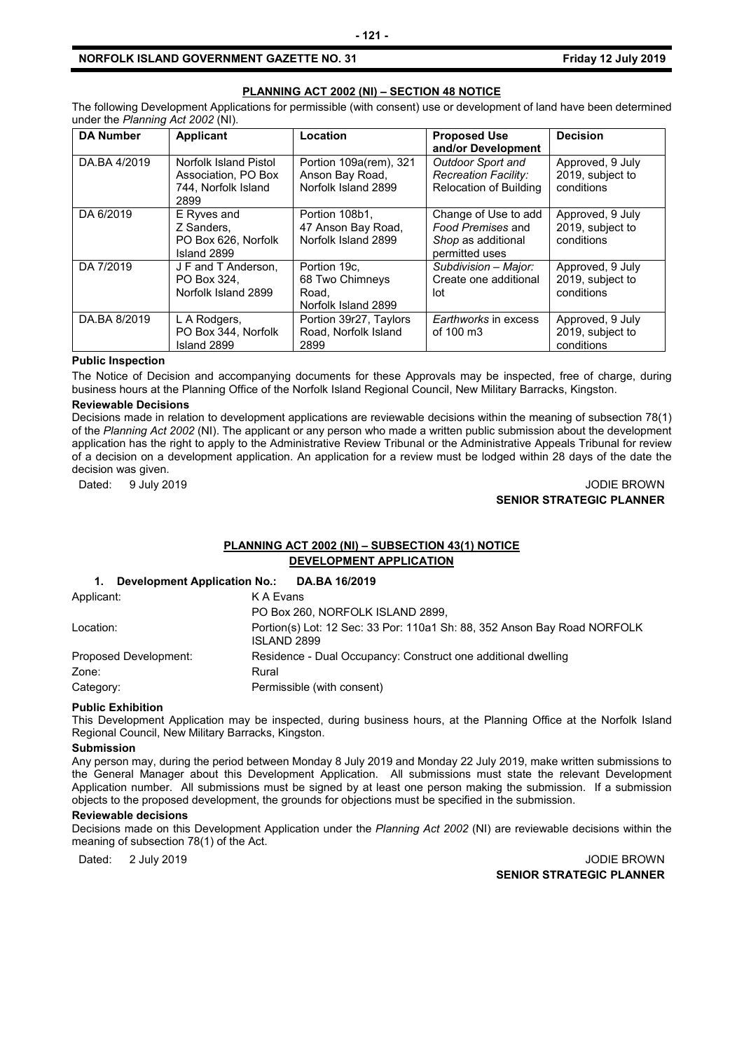## PLANNING ACT 2002 (NI) – SECTION 48 NOTICE

The following Development Applications for permissible (with consent) use or development of land have been determined under the *Planning Act 2002* (NI).

| DA Number | Applicant | Location | Proposed Use and/or Development | Decision |
|---|---|---|---|---|
| DA.BA 4/2019 | Norfolk Island Pistol Association, PO Box 744, Norfolk Island 2899 | Portion 109a(rem), 321 Anson Bay Road, Norfolk Island 2899 | *Outdoor Sport and Recreation Facility:* Relocation of Building | Approved, 9 July 2019, subject to conditions |
| DA 6/2019 | E Ryves and Z Sanders, PO Box 626, Norfolk Island 2899 | Portion 108b1, 47 Anson Bay Road, Norfolk Island 2899 | Change of Use to add *Food Premises* and *Shop* as additional permitted uses | Approved, 9 July 2019, subject to conditions |
| DA 7/2019 | J F and T Anderson, PO Box 324, Norfolk Island 2899 | Portion 19c, 68 Two Chimneys Road, Norfolk Island 2899 | *Subdivision – Major:* Create one additional lot | Approved, 9 July 2019, subject to conditions |
| DA.BA 8/2019 | L A Rodgers, PO Box 344, Norfolk Island 2899 | Portion 39r27, Taylors Road, Norfolk Island 2899 | *Earthworks* in excess of 100 m3 | Approved, 9 July 2019, subject to conditions |

**Public Inspection**

The Notice of Decision and accompanying documents for these Approvals may be inspected, free of charge, during business hours at the Planning Office of the Norfolk Island Regional Council, New Military Barracks, Kingston.

**Reviewable Decisions**

Decisions made in relation to development applications are reviewable decisions within the meaning of subsection 78(1) of the *Planning Act 2002* (NI). The applicant or any person who made a written public submission about the development application has the right to apply to the Administrative Review Tribunal or the Administrative Appeals Tribunal for review of a decision on a development application. An application for a review must be lodged within 28 days of the date the decision was given.

Dated: 9 July 2019

JODIE BROWN
**SENIOR STRATEGIC PLANNER**

## PLANNING ACT 2002 (NI) – SUBSECTION 43(1) NOTICE
## DEVELOPMENT APPLICATION

**1. Development Application No.: DA.BA 16/2019**

Applicant: K A Evans
PO Box 260, NORFOLK ISLAND 2899,

Location: Portion(s) Lot: 12 Sec: 33 Por: 110a1 Sh: 88, 352 Anson Bay Road NORFOLK ISLAND 2899

Proposed Development: Residence - Dual Occupancy: Construct one additional dwelling

Zone: Rural

Category: Permissible (with consent)

**Public Exhibition**

This Development Application may be inspected, during business hours, at the Planning Office at the Norfolk Island Regional Council, New Military Barracks, Kingston.

**Submission**

Any person may, during the period between Monday 8 July 2019 and Monday 22 July 2019, make written submissions to the General Manager about this Development Application. All submissions must state the relevant Development Application number. All submissions must be signed by at least one person making the submission. If a submission objects to the proposed development, the grounds for objections must be specified in the submission.

**Reviewable decisions**

Decisions made on this Development Application under the *Planning Act 2002* (NI) are reviewable decisions within the meaning of subsection 78(1) of the Act.

Dated: 2 July 2019

JODIE BROWN
**SENIOR STRATEGIC PLANNER**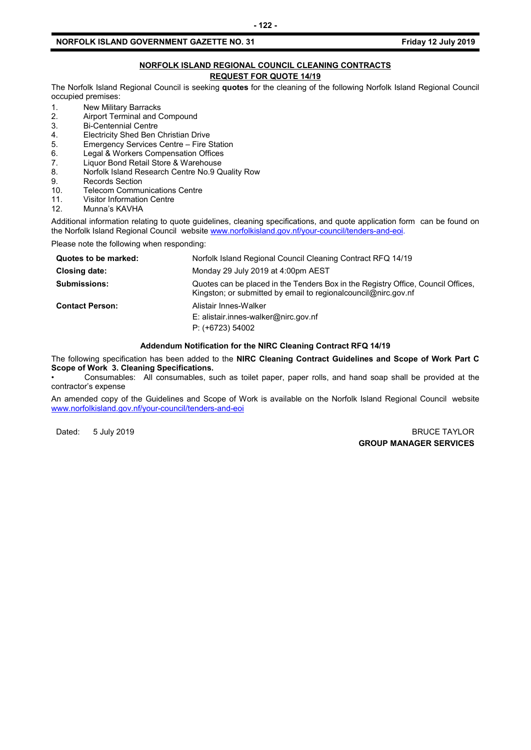## NORFOLK ISLAND REGIONAL COUNCIL CLEANING CONTRACTS

## REQUEST FOR QUOTE 14/19

The Norfolk Island Regional Council is seeking **quotes** for the cleaning of the following Norfolk Island Regional Council occupied premises:

1. New Military Barracks
2. Airport Terminal and Compound
3. Bi-Centennial Centre
4. Electricity Shed Ben Christian Drive
5. Emergency Services Centre – Fire Station
6. Legal & Workers Compensation Offices
7. Liquor Bond Retail Store & Warehouse
8. Norfolk Island Research Centre No.9 Quality Row
9. Records Section
10. Telecom Communications Centre
11. Visitor Information Centre
12. Munna's KAVHA

Additional information relating to quote guidelines, cleaning specifications, and quote application form can be found on the Norfolk Island Regional Council website www.norfolkisland.gov.nf/your-council/tenders-and-eoi.

Please note the following when responding:

| | |
|---|---|
| **Quotes to be marked:** | Norfolk Island Regional Council Cleaning Contract RFQ 14/19 |
| **Closing date:** | Monday 29 July 2019 at 4:00pm AEST |
| **Submissions:** | Quotes can be placed in the Tenders Box in the Registry Office, Council Offices, Kingston; or submitted by email to regionalcouncil@nirc.gov.nf |
| **Contact Person:** | Alistair Innes-Walker<br>E: alistair.innes-walker@nirc.gov.nf<br>P: (+6723) 54002 |

### Addendum Notification for the NIRC Cleaning Contract RFQ 14/19

The following specification has been added to the **NIRC Cleaning Contract Guidelines and Scope of Work Part C Scope of Work 3. Cleaning Specifications.**

- Consumables: All consumables, such as toilet paper, paper rolls, and hand soap shall be provided at the contractor's expense

An amended copy of the Guidelines and Scope of Work is available on the Norfolk Island Regional Council website www.norfolkisland.gov.nf/your-council/tenders-and-eoi

Dated: 5 July 2019

BRUCE TAYLOR
**GROUP MANAGER SERVICES**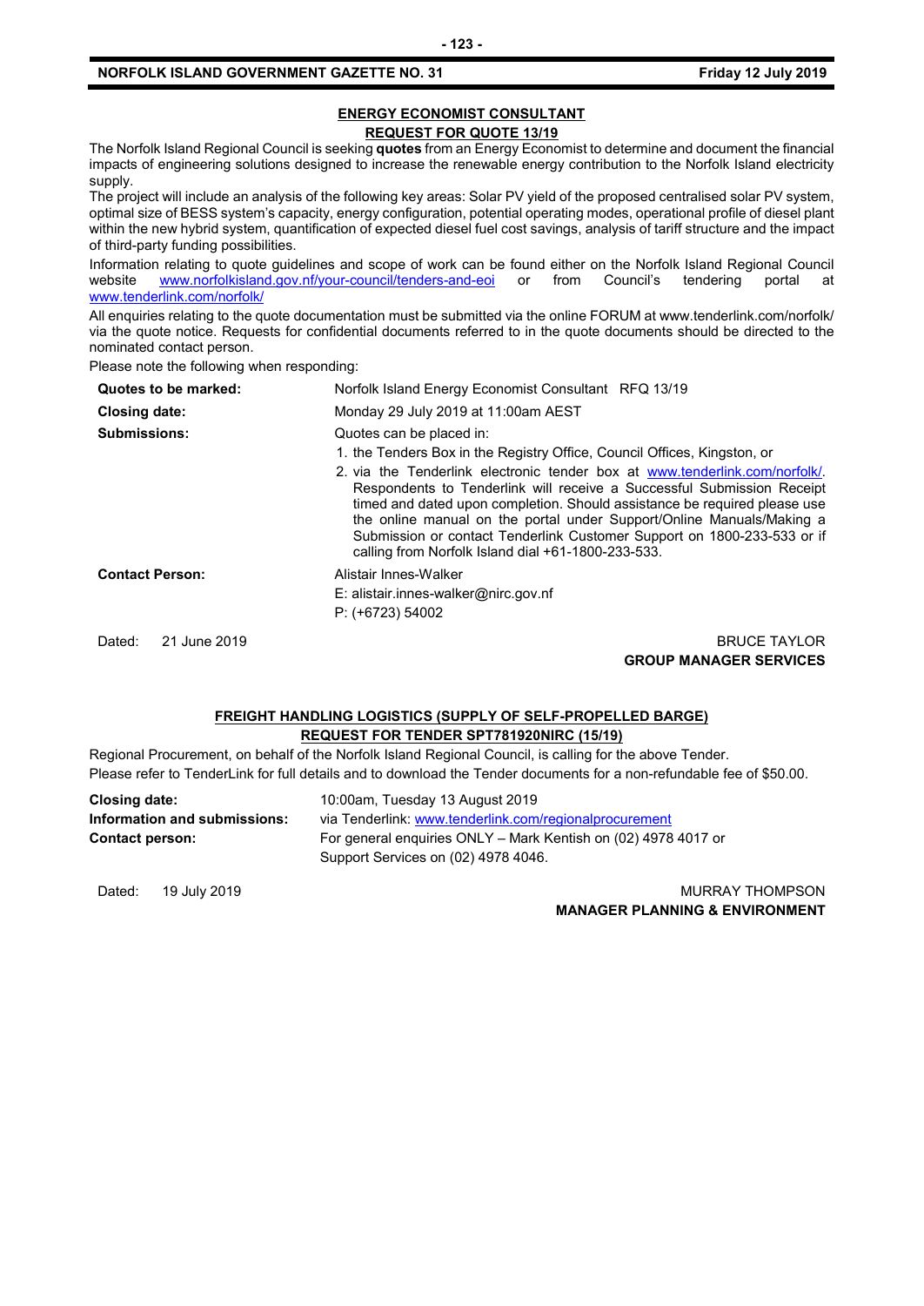## ENERGY ECONOMIST CONSULTANT

### REQUEST FOR QUOTE 13/19

The Norfolk Island Regional Council is seeking **quotes** from an Energy Economist to determine and document the financial impacts of engineering solutions designed to increase the renewable energy contribution to the Norfolk Island electricity supply.

The project will include an analysis of the following key areas: Solar PV yield of the proposed centralised solar PV system, optimal size of BESS system's capacity, energy configuration, potential operating modes, operational profile of diesel plant within the new hybrid system, quantification of expected diesel fuel cost savings, analysis of tariff structure and the impact of third-party funding possibilities.

Information relating to quote guidelines and scope of work can be found either on the Norfolk Island Regional Council website [www.norfolkisland.gov.nf/your-council/tenders-and-eoi](http://www.norfolkisland.gov.nf/your-council/tenders-and-eoi) or from Council's tendering portal at [www.tenderlink.com/norfolk/](http://www.tenderlink.com/norfolk/)

All enquiries relating to the quote documentation must be submitted via the online FORUM at www.tenderlink.com/norfolk/ via the quote notice. Requests for confidential documents referred to in the quote documents should be directed to the nominated contact person.

Please note the following when responding:

| | |
|---|---|
| **Quotes to be marked:** | Norfolk Island Energy Economist Consultant RFQ 13/19 |
| **Closing date:** | Monday 29 July 2019 at 11:00am AEST |
| **Submissions:** | Quotes can be placed in:<br>1. the Tenders Box in the Registry Office, Council Offices, Kingston, or<br>2. via the Tenderlink electronic tender box at [www.tenderlink.com/norfolk/](http://www.tenderlink.com/norfolk/). Respondents to Tenderlink will receive a Successful Submission Receipt timed and dated upon completion. Should assistance be required please use the online manual on the portal under Support/Online Manuals/Making a Submission or contact Tenderlink Customer Support on 1800-233-533 or if calling from Norfolk Island dial +61-1800-233-533. |
| **Contact Person:** | Alistair Innes-Walker<br>E: alistair.innes-walker@nirc.gov.nf<br>P: (+6723) 54002 |

Dated: 21 June 2019

BRUCE TAYLOR
**GROUP MANAGER SERVICES**

## FREIGHT HANDLING LOGISTICS (SUPPLY OF SELF-PROPELLED BARGE)

### REQUEST FOR TENDER SPT781920NIRC (15/19)

Regional Procurement, on behalf of the Norfolk Island Regional Council, is calling for the above Tender.

Please refer to TenderLink for full details and to download the Tender documents for a non-refundable fee of $50.00.

| | |
|---|---|
| **Closing date:** | 10:00am, Tuesday 13 August 2019 |
| **Information and submissions:** | via Tenderlink: [www.tenderlink.com/regionalprocurement](http://www.tenderlink.com/regionalprocurement) |
| **Contact person:** | For general enquiries ONLY – Mark Kentish on (02) 4978 4017 or Support Services on (02) 4978 4046. |

Dated: 19 July 2019

MURRAY THOMPSON
**MANAGER PLANNING & ENVIRONMENT**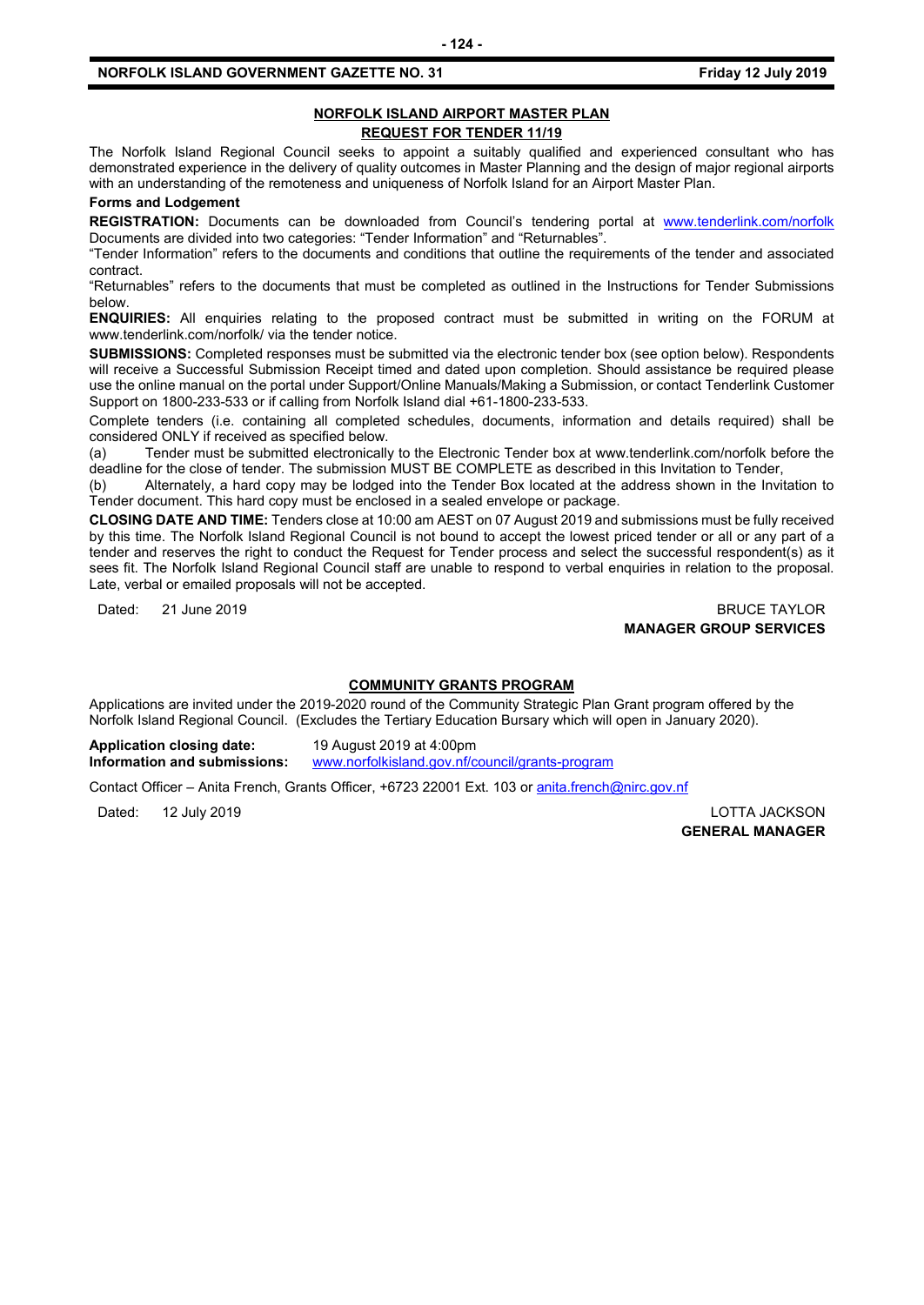## NORFOLK ISLAND AIRPORT MASTER PLAN

## REQUEST FOR TENDER 11/19

The Norfolk Island Regional Council seeks to appoint a suitably qualified and experienced consultant who has demonstrated experience in the delivery of quality outcomes in Master Planning and the design of major regional airports with an understanding of the remoteness and uniqueness of Norfolk Island for an Airport Master Plan.

**Forms and Lodgement**

**REGISTRATION:** Documents can be downloaded from Council's tendering portal at www.tenderlink.com/norfolk Documents are divided into two categories: "Tender Information" and "Returnables".

"Tender Information" refers to the documents and conditions that outline the requirements of the tender and associated contract.

"Returnables" refers to the documents that must be completed as outlined in the Instructions for Tender Submissions below.

**ENQUIRIES:** All enquiries relating to the proposed contract must be submitted in writing on the FORUM at www.tenderlink.com/norfolk/ via the tender notice.

**SUBMISSIONS:** Completed responses must be submitted via the electronic tender box (see option below). Respondents will receive a Successful Submission Receipt timed and dated upon completion. Should assistance be required please use the online manual on the portal under Support/Online Manuals/Making a Submission, or contact Tenderlink Customer Support on 1800-233-533 or if calling from Norfolk Island dial +61-1800-233-533.

Complete tenders (i.e. containing all completed schedules, documents, information and details required) shall be considered ONLY if received as specified below.

(a) Tender must be submitted electronically to the Electronic Tender box at www.tenderlink.com/norfolk before the deadline for the close of tender. The submission MUST BE COMPLETE as described in this Invitation to Tender,

(b) Alternately, a hard copy may be lodged into the Tender Box located at the address shown in the Invitation to Tender document. This hard copy must be enclosed in a sealed envelope or package.

**CLOSING DATE AND TIME:** Tenders close at 10:00 am AEST on 07 August 2019 and submissions must be fully received by this time. The Norfolk Island Regional Council is not bound to accept the lowest priced tender or all or any part of a tender and reserves the right to conduct the Request for Tender process and select the successful respondent(s) as it sees fit. The Norfolk Island Regional Council staff are unable to respond to verbal enquiries in relation to the proposal. Late, verbal or emailed proposals will not be accepted.

Dated: 21 June 2019

BRUCE TAYLOR
**MANAGER GROUP SERVICES**

## COMMUNITY GRANTS PROGRAM

Applications are invited under the 2019-2020 round of the Community Strategic Plan Grant program offered by the Norfolk Island Regional Council. (Excludes the Tertiary Education Bursary which will open in January 2020).

**Application closing date:** 19 August 2019 at 4:00pm
**Information and submissions:** www.norfolkisland.gov.nf/council/grants-program

Contact Officer – Anita French, Grants Officer, +6723 22001 Ext. 103 or anita.french@nirc.gov.nf

Dated: 12 July 2019

LOTTA JACKSON
**GENERAL MANAGER**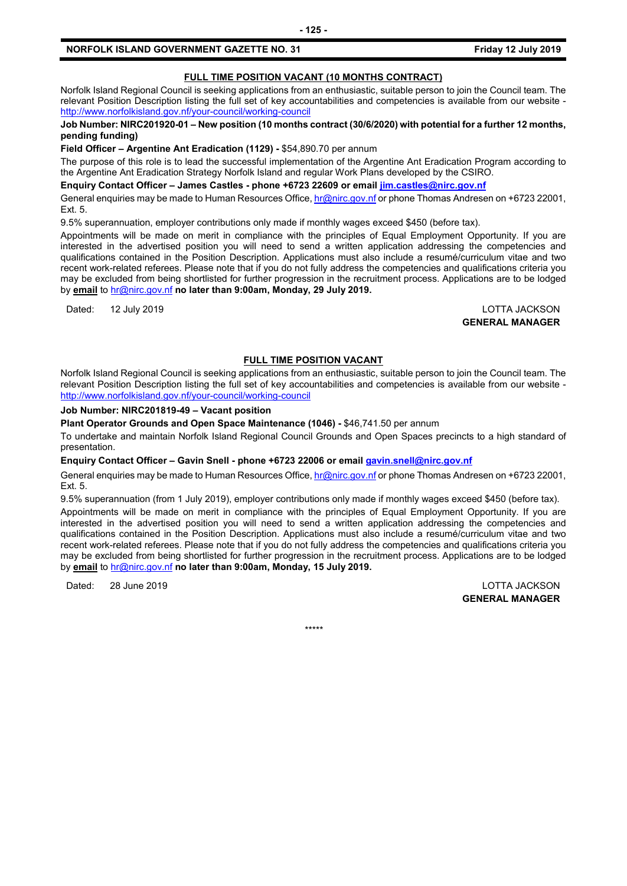## FULL TIME POSITION VACANT (10 MONTHS CONTRACT)

Norfolk Island Regional Council is seeking applications from an enthusiastic, suitable person to join the Council team. The relevant Position Description listing the full set of key accountabilities and competencies is available from our website - http://www.norfolkisland.gov.nf/your-council/working-council

**Job Number: NIRC201920-01 – New position (10 months contract (30/6/2020) with potential for a further 12 months, pending funding)**

**Field Officer – Argentine Ant Eradication (1129) -** $54,890.70 per annum

The purpose of this role is to lead the successful implementation of the Argentine Ant Eradication Program according to the Argentine Ant Eradication Strategy Norfolk Island and regular Work Plans developed by the CSIRO.

**Enquiry Contact Officer – James Castles - phone +6723 22609 or email jim.castles@nirc.gov.nf**

General enquiries may be made to Human Resources Office, hr@nirc.gov.nf or phone Thomas Andresen on +6723 22001, Ext. 5.

9.5% superannuation, employer contributions only made if monthly wages exceed $450 (before tax).

Appointments will be made on merit in compliance with the principles of Equal Employment Opportunity. If you are interested in the advertised position you will need to send a written application addressing the competencies and qualifications contained in the Position Description. Applications must also include a resumé/curriculum vitae and two recent work-related referees. Please note that if you do not fully address the competencies and qualifications criteria you may be excluded from being shortlisted for further progression in the recruitment process. Applications are to be lodged by **email** to hr@nirc.gov.nf **no later than 9:00am, Monday, 29 July 2019.**

Dated: 12 July 2019

LOTTA JACKSON
**GENERAL MANAGER**

## FULL TIME POSITION VACANT

Norfolk Island Regional Council is seeking applications from an enthusiastic, suitable person to join the Council team. The relevant Position Description listing the full set of key accountabilities and competencies is available from our website - http://www.norfolkisland.gov.nf/your-council/working-council

**Job Number: NIRC201819-49 – Vacant position**

**Plant Operator Grounds and Open Space Maintenance (1046) -** $46,741.50 per annum

To undertake and maintain Norfolk Island Regional Council Grounds and Open Spaces precincts to a high standard of presentation.

**Enquiry Contact Officer – Gavin Snell - phone +6723 22006 or email gavin.snell@nirc.gov.nf**

General enquiries may be made to Human Resources Office, hr@nirc.gov.nf or phone Thomas Andresen on +6723 22001, Ext. 5.

9.5% superannuation (from 1 July 2019), employer contributions only made if monthly wages exceed $450 (before tax).

Appointments will be made on merit in compliance with the principles of Equal Employment Opportunity. If you are interested in the advertised position you will need to send a written application addressing the competencies and qualifications contained in the Position Description. Applications must also include a resumé/curriculum vitae and two recent work-related referees. Please note that if you do not fully address the competencies and qualifications criteria you may be excluded from being shortlisted for further progression in the recruitment process. Applications are to be lodged by **email** to hr@nirc.gov.nf **no later than 9:00am, Monday, 15 July 2019.**

Dated: 28 June 2019

LOTTA JACKSON
**GENERAL MANAGER**

*****